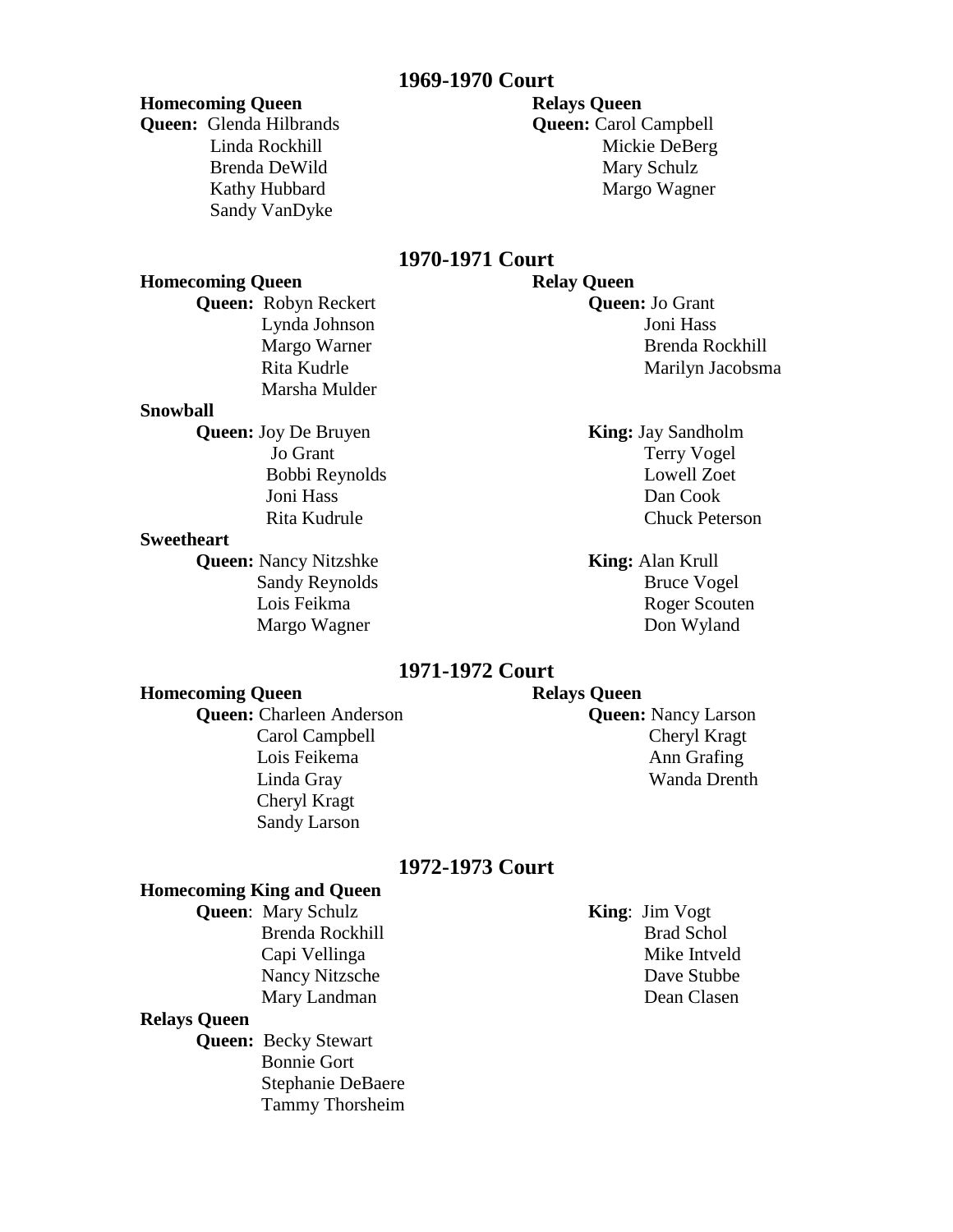## 1969-1970 Court

**Homecoming Queen**

**Queen:** Glenda Hilbrands
Linda Rockhill
Brenda DeWild
Kathy Hubbard
Sandy VanDyke

**Relays Queen**

**Queen:** Carol Campbell
Mickie DeBerg
Mary Schulz
Margo Wagner

## 1970-1971 Court

**Homecoming Queen**

**Queen:** Robyn Reckert
Lynda Johnson
Margo Warner
Rita Kudrle
Marsha Mulder

**Relay Queen**

**Queen:** Jo Grant
Joni Hass
Brenda Rockhill
Marilyn Jacobsma

**Snowball**

**Queen:** Joy De Bruyen
Jo Grant
Bobbi Reynolds
Joni Hass
Rita Kudrule

**King:** Jay Sandholm
Terry Vogel
Lowell Zoet
Dan Cook
Chuck Peterson

**Sweetheart**

**Queen:** Nancy Nitzshke
Sandy Reynolds
Lois Feikma
Margo Wagner

**King:** Alan Krull
Bruce Vogel
Roger Scouten
Don Wyland

## 1971-1972 Court

**Homecoming Queen**

**Queen:** Charleen Anderson
Carol Campbell
Lois Feikema
Linda Gray
Cheryl Kragt
Sandy Larson

**Relays Queen**

**Queen:** Nancy Larson
Cheryl Kragt
Ann Grafing
Wanda Drenth

## 1972-1973 Court

**Homecoming King and Queen**

**Queen**: Mary Schulz
Brenda Rockhill
Capi Vellinga
Nancy Nitzsche
Mary Landman

**King**: Jim Vogt
Brad Schol
Mike Intveld
Dave Stubbe
Dean Clasen

**Relays Queen**

**Queen:** Becky Stewart
Bonnie Gort
Stephanie DeBaere
Tammy Thorsheim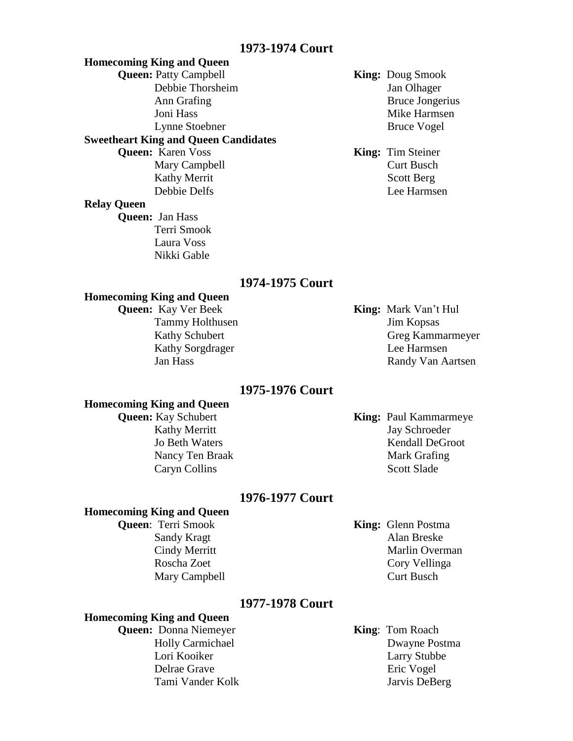## 1973-1974 Court

### Homecoming King and Queen

| Queen | King |
|---|---|
| **Queen:** Patty Campbell | **King:** Doug Smook |
| Debbie Thorsheim | Jan Olhager |
| Ann Grafing | Bruce Jongerius |
| Joni Hass | Mike Harmsen |
| Lynne Stoebner | Bruce Vogel |

### Sweetheart King and Queen Candidates

| Queen | King |
|---|---|
| **Queen:** Karen Voss | **King:** Tim Steiner |
| Mary Campbell | Curt Busch |
| Kathy Merrit | Scott Berg |
| Debbie Delfs | Lee Harmsen |

### Relay Queen

**Queen:** Jan Hass
Terri Smook
Laura Voss
Nikki Gable

## 1974-1975 Court

### Homecoming King and Queen

| Queen | King |
|---|---|
| **Queen:** Kay Ver Beek | **King:** Mark Van't Hul |
| Tammy Holthusen | Jim Kopsas |
| Kathy Schubert | Greg Kammarmeyer |
| Kathy Sorgdrager | Lee Harmsen |
| Jan Hass | Randy Van Aartsen |

## 1975-1976 Court

### Homecoming King and Queen

| Queen | King |
|---|---|
| **Queen:** Kay Schubert | **King:** Paul Kammarmeye |
| Kathy Merritt | Jay Schroeder |
| Jo Beth Waters | Kendall DeGroot |
| Nancy Ten Braak | Mark Grafing |
| Caryn Collins | Scott Slade |

## 1976-1977 Court

### Homecoming King and Queen

| Queen | King |
|---|---|
| **Queen**: Terri Smook | **King:** Glenn Postma |
| Sandy Kragt | Alan Breske |
| Cindy Merritt | Marlin Overman |
| Roscha Zoet | Cory Vellinga |
| Mary Campbell | Curt Busch |

## 1977-1978 Court

### Homecoming King and Queen

| Queen | King |
|---|---|
| **Queen:** Donna Niemeyer | **King**: Tom Roach |
| Holly Carmichael | Dwayne Postma |
| Lori Kooiker | Larry Stubbe |
| Delrae Grave | Eric Vogel |
| Tami Vander Kolk | Jarvis DeBerg |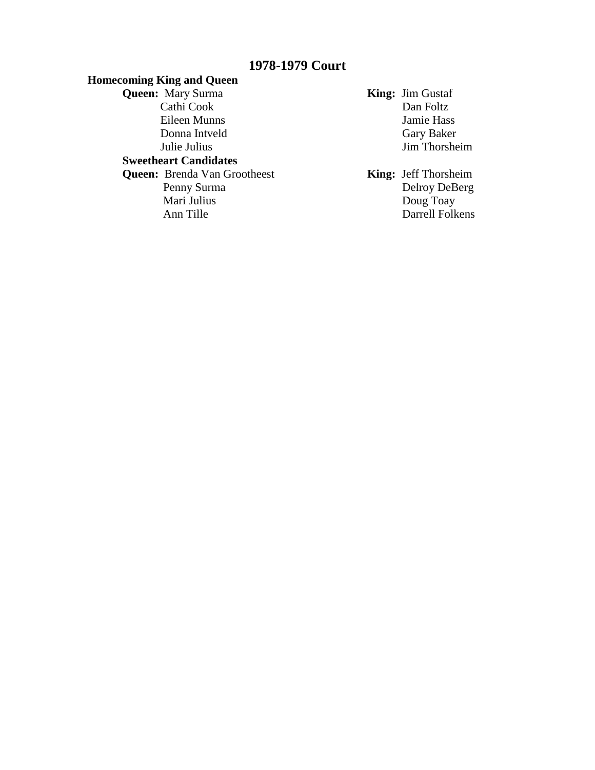## 1978-1979 Court

**Homecoming King and Queen**

| | |
|---|---|
| **Queen:** Mary Surma | **King:** Jim Gustaf |
| Cathi Cook | Dan Foltz |
| Eileen Munns | Jamie Hass |
| Donna Intveld | Gary Baker |
| Julie Julius | Jim Thorsheim |

**Sweetheart Candidates**

| | |
|---|---|
| **Queen:** Brenda Van Grootheest | **King:** Jeff Thorsheim |
| Penny Surma | Delroy DeBerg |
| Mari Julius | Doug Toay |
| Ann Tille | Darrell Folkens |